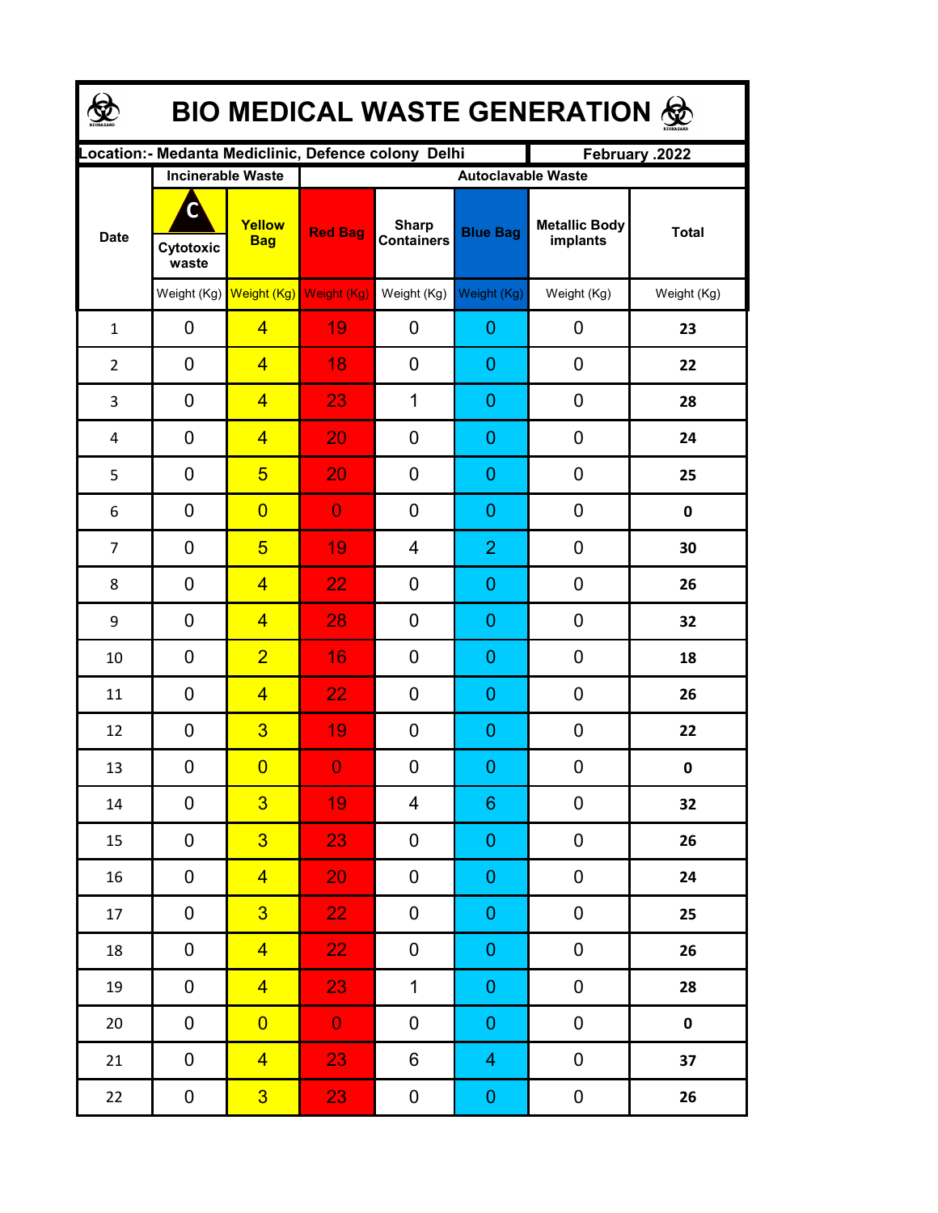# BIO MEDICAL WASTE GENERATION

| Location:- Medanta Mediclinic, Defence colony Delhi | | | | | | | February .2022 |
|---|---|---|---|---|---|---|---|
| | Incinerable Waste | | Autoclavable Waste | | | | |
| Date | C Cytotoxic waste | Yellow Bag | Red Bag | Sharp Containers | Blue Bag | Metallic Body implants | Total |
| | Weight (Kg) | Weight (Kg) | Weight (Kg) | Weight (Kg) | Weight (Kg) | Weight (Kg) | Weight (Kg) |
| 1 | 0 | 4 | 19 | 0 | 0 | 0 | **23** |
| 2 | 0 | 4 | 18 | 0 | 0 | 0 | **22** |
| 3 | 0 | 4 | 23 | 1 | 0 | 0 | **28** |
| 4 | 0 | 4 | 20 | 0 | 0 | 0 | **24** |
| 5 | 0 | 5 | 20 | 0 | 0 | 0 | **25** |
| 6 | 0 | 0 | 0 | 0 | 0 | 0 | **0** |
| 7 | 0 | 5 | 19 | 4 | 2 | 0 | **30** |
| 8 | 0 | 4 | 22 | 0 | 0 | 0 | **26** |
| 9 | 0 | 4 | 28 | 0 | 0 | 0 | **32** |
| 10 | 0 | 2 | 16 | 0 | 0 | 0 | **18** |
| 11 | 0 | 4 | 22 | 0 | 0 | 0 | **26** |
| 12 | 0 | 3 | 19 | 0 | 0 | 0 | **22** |
| 13 | 0 | 0 | 0 | 0 | 0 | 0 | **0** |
| 14 | 0 | 3 | 19 | 4 | 6 | 0 | **32** |
| 15 | 0 | 3 | 23 | 0 | 0 | 0 | **26** |
| 16 | 0 | 4 | 20 | 0 | 0 | 0 | **24** |
| 17 | 0 | 3 | 22 | 0 | 0 | 0 | **25** |
| 18 | 0 | 4 | 22 | 0 | 0 | 0 | **26** |
| 19 | 0 | 4 | 23 | 1 | 0 | 0 | **28** |
| 20 | 0 | 0 | 0 | 0 | 0 | 0 | **0** |
| 21 | 0 | 4 | 23 | 6 | 4 | 0 | **37** |
| 22 | 0 | 3 | 23 | 0 | 0 | 0 | **26** |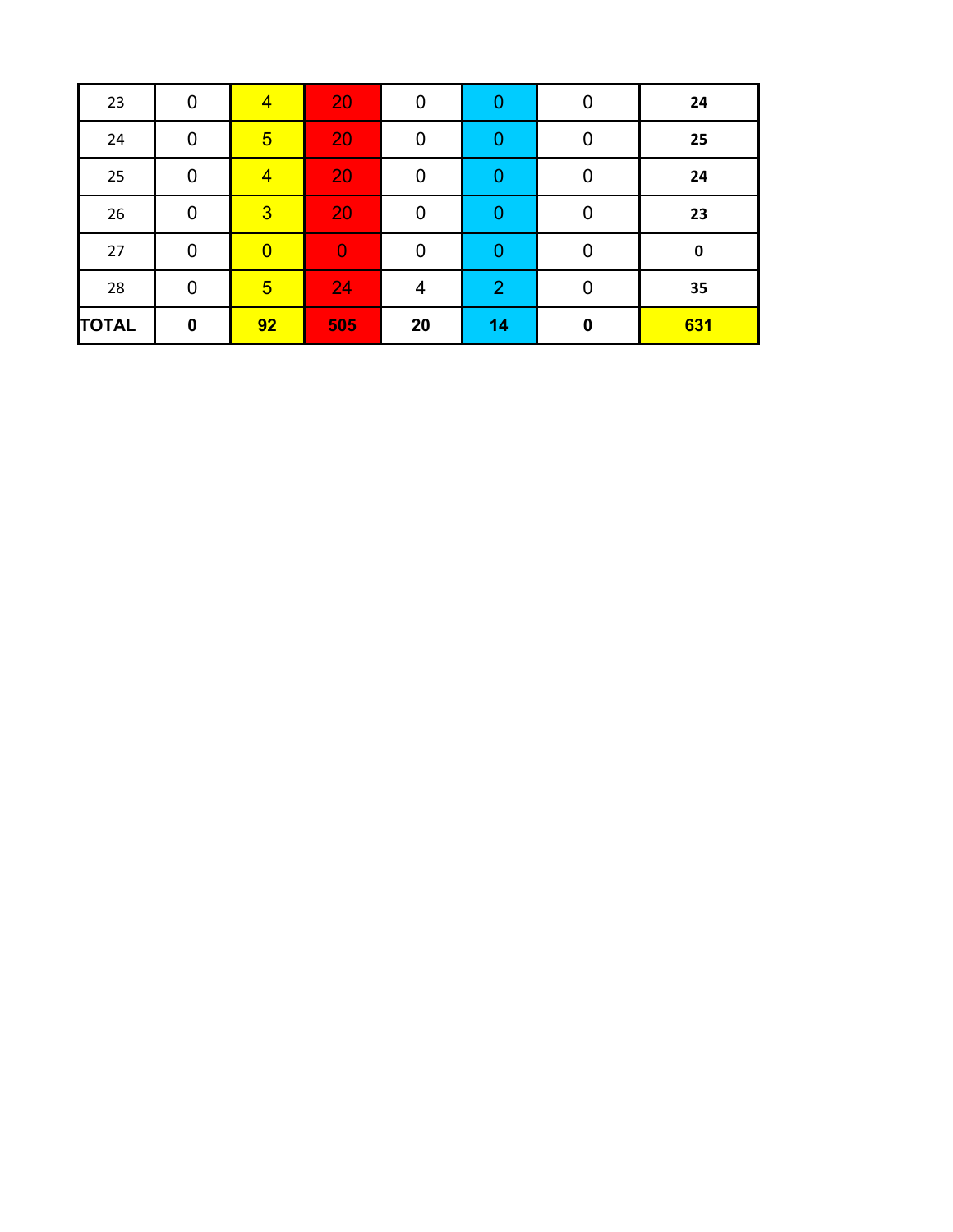| 23 | 0 | 4 | 20 | 0 | 0 | 0 | 24 |
|---|---|---|---|---|---|---|---|
| 24 | 0 | 5 | 20 | 0 | 0 | 0 | 25 |
| 25 | 0 | 4 | 20 | 0 | 0 | 0 | 24 |
| 26 | 0 | 3 | 20 | 0 | 0 | 0 | 23 |
| 27 | 0 | 0 | 0 | 0 | 0 | 0 | 0 |
| 28 | 0 | 5 | 24 | 4 | 2 | 0 | 35 |
| **TOTAL** | **0** | **92** | **505** | **20** | **14** | **0** | **631** |